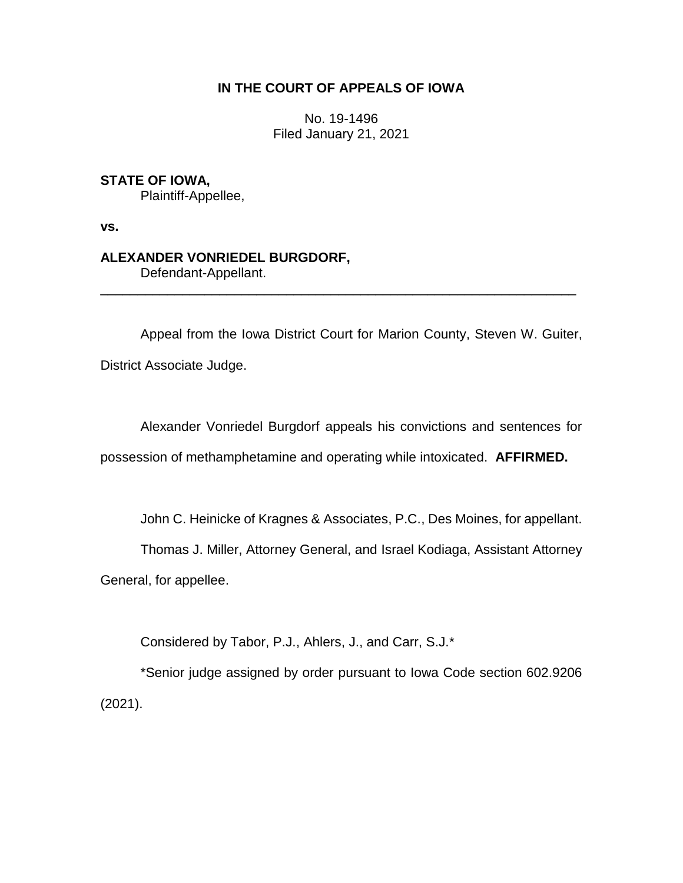**IN THE COURT OF APPEALS OF IOWA**

No. 19-1496
Filed January 21, 2021

**STATE OF IOWA,**
Plaintiff-Appellee,

**vs.**

**ALEXANDER VONRIEDEL BURGDORF,**
Defendant-Appellant.

---

Appeal from the Iowa District Court for Marion County, Steven W. Guiter, District Associate Judge.

Alexander Vonriedel Burgdorf appeals his convictions and sentences for possession of methamphetamine and operating while intoxicated. **AFFIRMED.**

John C. Heinicke of Kragnes & Associates, P.C., Des Moines, for appellant.

Thomas J. Miller, Attorney General, and Israel Kodiaga, Assistant Attorney General, for appellee.

Considered by Tabor, P.J., Ahlers, J., and Carr, S.J.*

*Senior judge assigned by order pursuant to Iowa Code section 602.9206 (2021).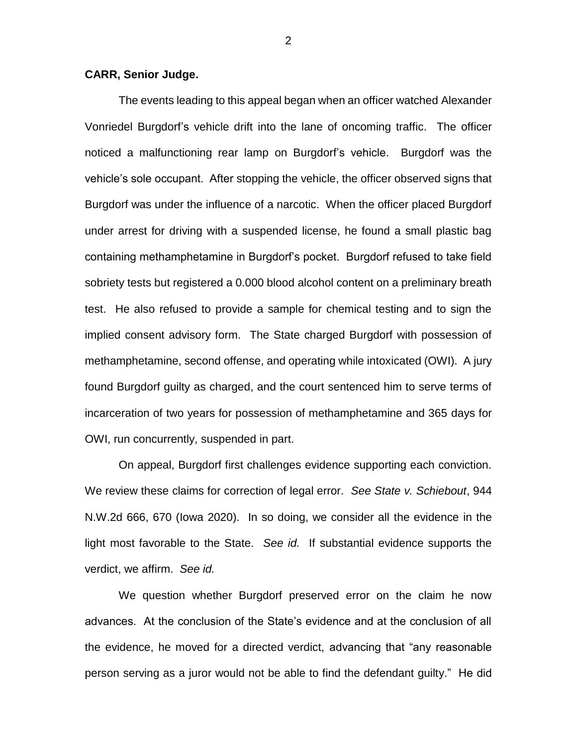**CARR, Senior Judge.**

The events leading to this appeal began when an officer watched Alexander Vonriedel Burgdorf's vehicle drift into the lane of oncoming traffic. The officer noticed a malfunctioning rear lamp on Burgdorf's vehicle. Burgdorf was the vehicle's sole occupant. After stopping the vehicle, the officer observed signs that Burgdorf was under the influence of a narcotic. When the officer placed Burgdorf under arrest for driving with a suspended license, he found a small plastic bag containing methamphetamine in Burgdorf's pocket. Burgdorf refused to take field sobriety tests but registered a 0.000 blood alcohol content on a preliminary breath test. He also refused to provide a sample for chemical testing and to sign the implied consent advisory form. The State charged Burgdorf with possession of methamphetamine, second offense, and operating while intoxicated (OWI). A jury found Burgdorf guilty as charged, and the court sentenced him to serve terms of incarceration of two years for possession of methamphetamine and 365 days for OWI, run concurrently, suspended in part.

On appeal, Burgdorf first challenges evidence supporting each conviction. We review these claims for correction of legal error. *See State v. Schiebout*, 944 N.W.2d 666, 670 (Iowa 2020). In so doing, we consider all the evidence in the light most favorable to the State. *See id.* If substantial evidence supports the verdict, we affirm. *See id.*

We question whether Burgdorf preserved error on the claim he now advances. At the conclusion of the State's evidence and at the conclusion of all the evidence, he moved for a directed verdict, advancing that "any reasonable person serving as a juror would not be able to find the defendant guilty." He did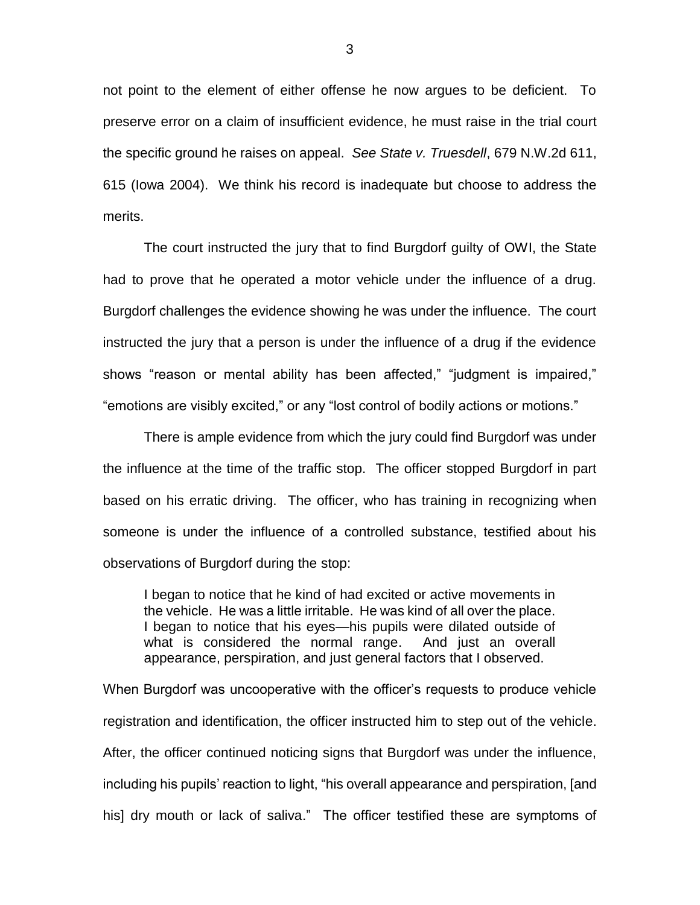not point to the element of either offense he now argues to be deficient. To preserve error on a claim of insufficient evidence, he must raise in the trial court the specific ground he raises on appeal. *See State v. Truesdell*, 679 N.W.2d 611, 615 (Iowa 2004). We think his record is inadequate but choose to address the merits.

The court instructed the jury that to find Burgdorf guilty of OWI, the State had to prove that he operated a motor vehicle under the influence of a drug. Burgdorf challenges the evidence showing he was under the influence. The court instructed the jury that a person is under the influence of a drug if the evidence shows "reason or mental ability has been affected," "judgment is impaired," "emotions are visibly excited," or any "lost control of bodily actions or motions."

There is ample evidence from which the jury could find Burgdorf was under the influence at the time of the traffic stop. The officer stopped Burgdorf in part based on his erratic driving. The officer, who has training in recognizing when someone is under the influence of a controlled substance, testified about his observations of Burgdorf during the stop:

> I began to notice that he kind of had excited or active movements in the vehicle. He was a little irritable. He was kind of all over the place. I began to notice that his eyes—his pupils were dilated outside of what is considered the normal range. And just an overall appearance, perspiration, and just general factors that I observed.

When Burgdorf was uncooperative with the officer's requests to produce vehicle registration and identification, the officer instructed him to step out of the vehicle. After, the officer continued noticing signs that Burgdorf was under the influence, including his pupils' reaction to light, "his overall appearance and perspiration, [and his] dry mouth or lack of saliva." The officer testified these are symptoms of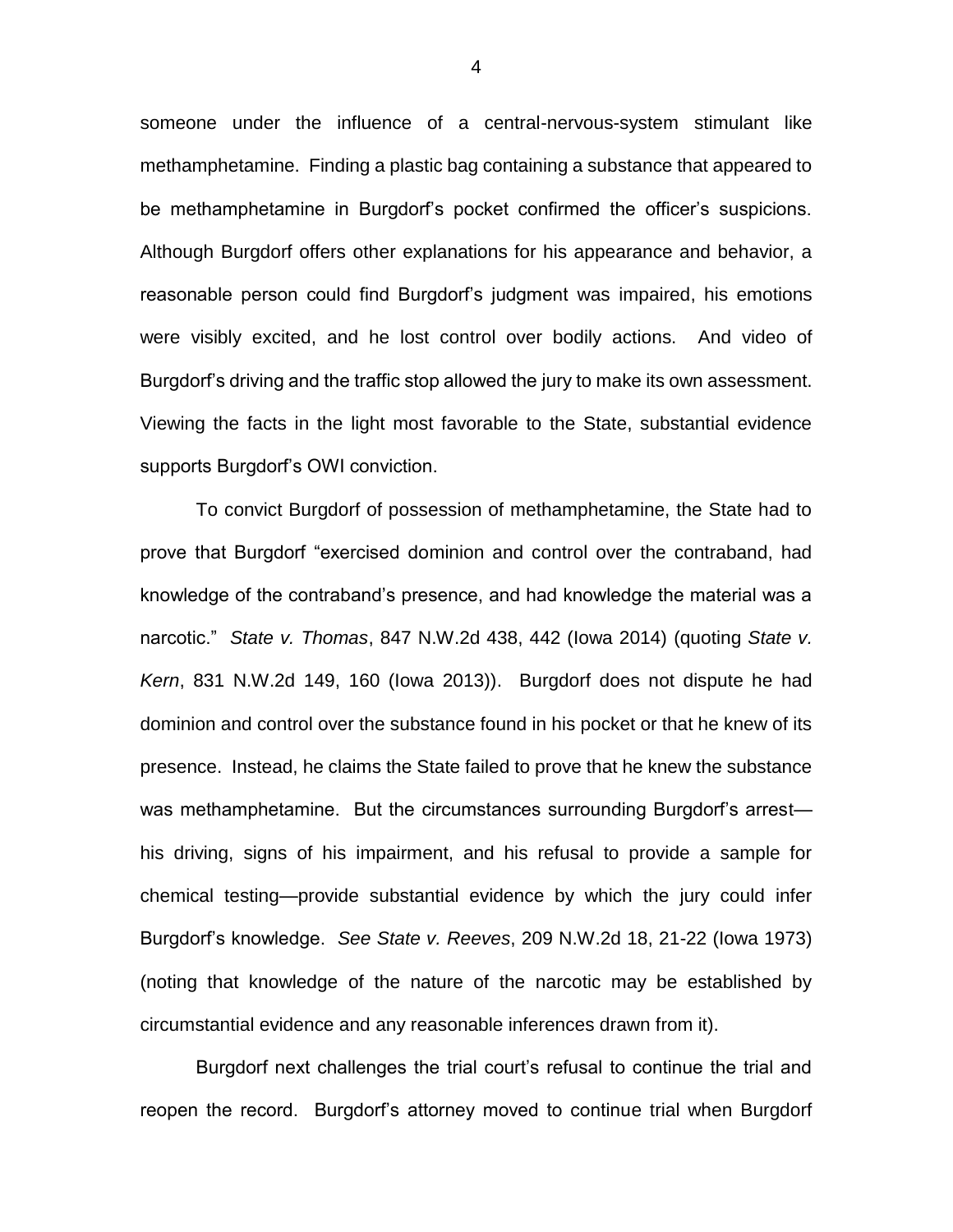someone under the influence of a central-nervous-system stimulant like methamphetamine. Finding a plastic bag containing a substance that appeared to be methamphetamine in Burgdorf's pocket confirmed the officer's suspicions. Although Burgdorf offers other explanations for his appearance and behavior, a reasonable person could find Burgdorf's judgment was impaired, his emotions were visibly excited, and he lost control over bodily actions. And video of Burgdorf's driving and the traffic stop allowed the jury to make its own assessment. Viewing the facts in the light most favorable to the State, substantial evidence supports Burgdorf's OWI conviction.

To convict Burgdorf of possession of methamphetamine, the State had to prove that Burgdorf "exercised dominion and control over the contraband, had knowledge of the contraband's presence, and had knowledge the material was a narcotic." *State v. Thomas*, 847 N.W.2d 438, 442 (Iowa 2014) (quoting *State v. Kern*, 831 N.W.2d 149, 160 (Iowa 2013)). Burgdorf does not dispute he had dominion and control over the substance found in his pocket or that he knew of its presence. Instead, he claims the State failed to prove that he knew the substance was methamphetamine. But the circumstances surrounding Burgdorf's arrest—his driving, signs of his impairment, and his refusal to provide a sample for chemical testing—provide substantial evidence by which the jury could infer Burgdorf's knowledge. *See State v. Reeves*, 209 N.W.2d 18, 21-22 (Iowa 1973) (noting that knowledge of the nature of the narcotic may be established by circumstantial evidence and any reasonable inferences drawn from it).

Burgdorf next challenges the trial court's refusal to continue the trial and reopen the record. Burgdorf's attorney moved to continue trial when Burgdorf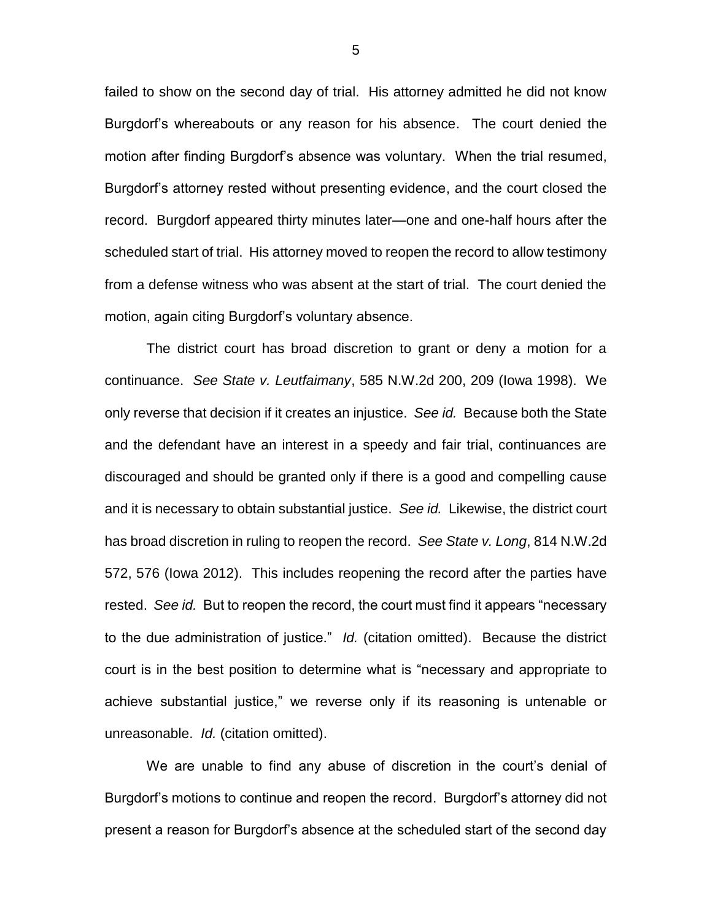failed to show on the second day of trial. His attorney admitted he did not know Burgdorf's whereabouts or any reason for his absence. The court denied the motion after finding Burgdorf's absence was voluntary. When the trial resumed, Burgdorf's attorney rested without presenting evidence, and the court closed the record. Burgdorf appeared thirty minutes later—one and one-half hours after the scheduled start of trial. His attorney moved to reopen the record to allow testimony from a defense witness who was absent at the start of trial. The court denied the motion, again citing Burgdorf's voluntary absence.

The district court has broad discretion to grant or deny a motion for a continuance. *See State v. Leutfaimany*, 585 N.W.2d 200, 209 (Iowa 1998). We only reverse that decision if it creates an injustice. *See id.* Because both the State and the defendant have an interest in a speedy and fair trial, continuances are discouraged and should be granted only if there is a good and compelling cause and it is necessary to obtain substantial justice. *See id.* Likewise, the district court has broad discretion in ruling to reopen the record. *See State v. Long*, 814 N.W.2d 572, 576 (Iowa 2012). This includes reopening the record after the parties have rested. *See id.* But to reopen the record, the court must find it appears "necessary to the due administration of justice." *Id.* (citation omitted). Because the district court is in the best position to determine what is "necessary and appropriate to achieve substantial justice," we reverse only if its reasoning is untenable or unreasonable. *Id.* (citation omitted).

We are unable to find any abuse of discretion in the court's denial of Burgdorf's motions to continue and reopen the record. Burgdorf's attorney did not present a reason for Burgdorf's absence at the scheduled start of the second day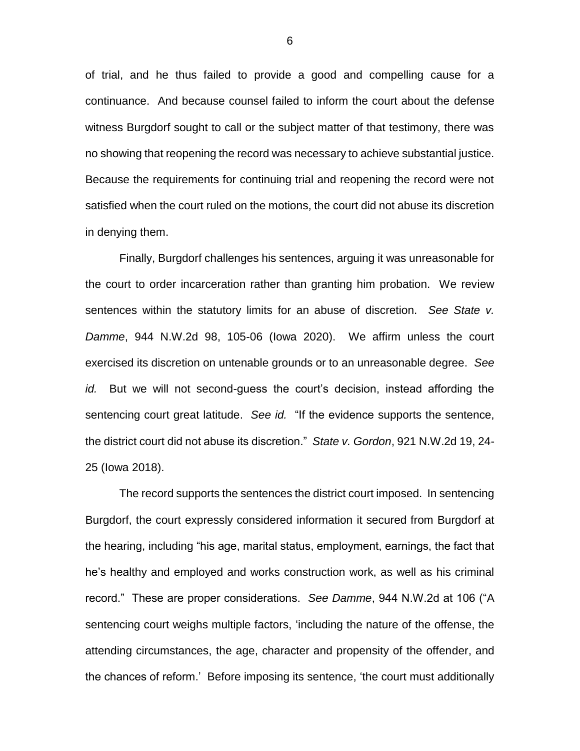of trial, and he thus failed to provide a good and compelling cause for a continuance. And because counsel failed to inform the court about the defense witness Burgdorf sought to call or the subject matter of that testimony, there was no showing that reopening the record was necessary to achieve substantial justice. Because the requirements for continuing trial and reopening the record were not satisfied when the court ruled on the motions, the court did not abuse its discretion in denying them.

Finally, Burgdorf challenges his sentences, arguing it was unreasonable for the court to order incarceration rather than granting him probation. We review sentences within the statutory limits for an abuse of discretion. *See State v. Damme*, 944 N.W.2d 98, 105-06 (Iowa 2020). We affirm unless the court exercised its discretion on untenable grounds or to an unreasonable degree. *See id.* But we will not second-guess the court's decision, instead affording the sentencing court great latitude. *See id.* "If the evidence supports the sentence, the district court did not abuse its discretion." *State v. Gordon*, 921 N.W.2d 19, 24-25 (Iowa 2018).

The record supports the sentences the district court imposed. In sentencing Burgdorf, the court expressly considered information it secured from Burgdorf at the hearing, including "his age, marital status, employment, earnings, the fact that he's healthy and employed and works construction work, as well as his criminal record." These are proper considerations. *See Damme*, 944 N.W.2d at 106 ("A sentencing court weighs multiple factors, 'including the nature of the offense, the attending circumstances, the age, character and propensity of the offender, and the chances of reform.' Before imposing its sentence, 'the court must additionally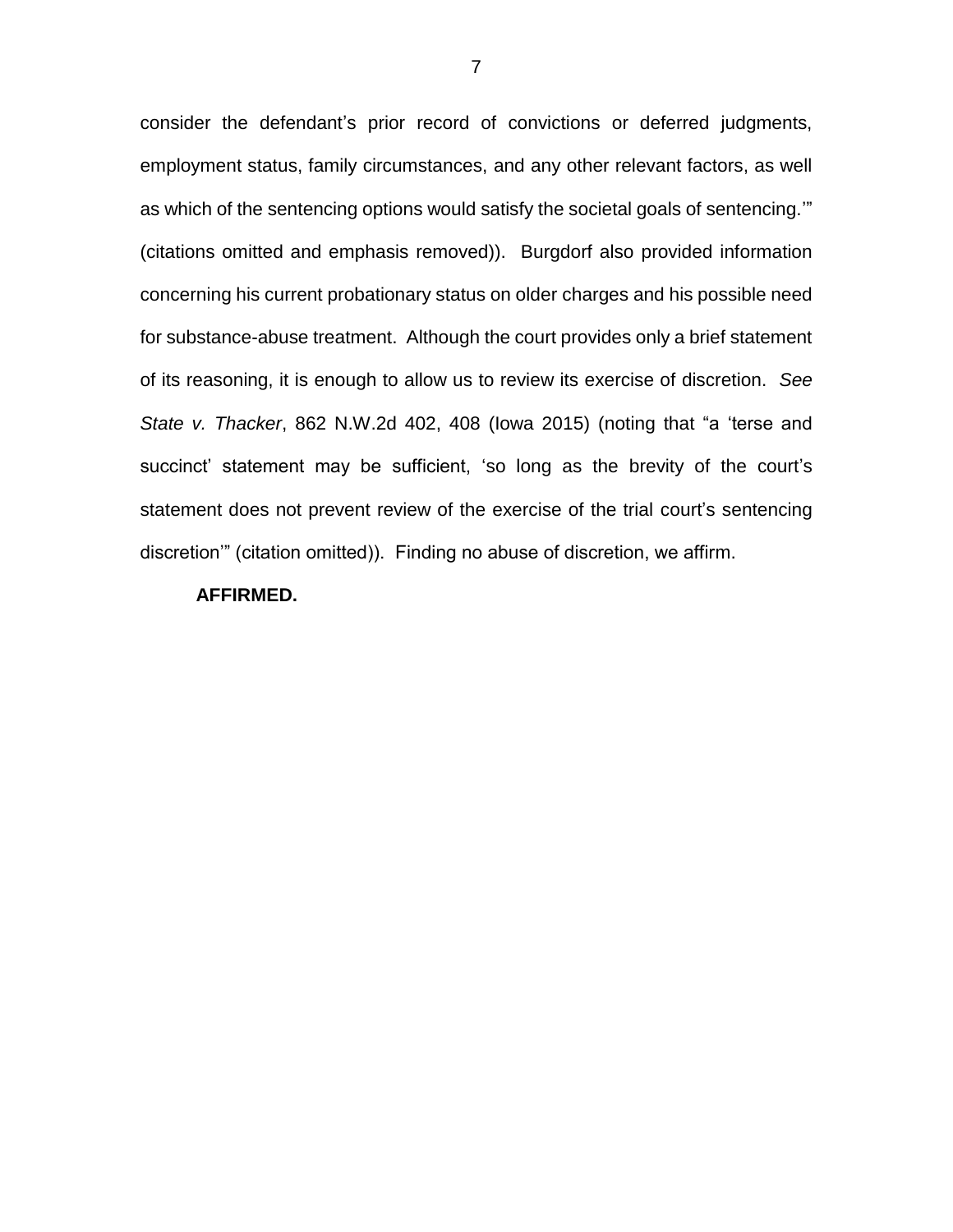consider the defendant's prior record of convictions or deferred judgments, employment status, family circumstances, and any other relevant factors, as well as which of the sentencing options would satisfy the societal goals of sentencing.'" (citations omitted and emphasis removed)). Burgdorf also provided information concerning his current probationary status on older charges and his possible need for substance-abuse treatment. Although the court provides only a brief statement of its reasoning, it is enough to allow us to review its exercise of discretion. *See State v. Thacker*, 862 N.W.2d 402, 408 (Iowa 2015) (noting that "a 'terse and succinct' statement may be sufficient, 'so long as the brevity of the court's statement does not prevent review of the exercise of the trial court's sentencing discretion'" (citation omitted)). Finding no abuse of discretion, we affirm.

**AFFIRMED.**